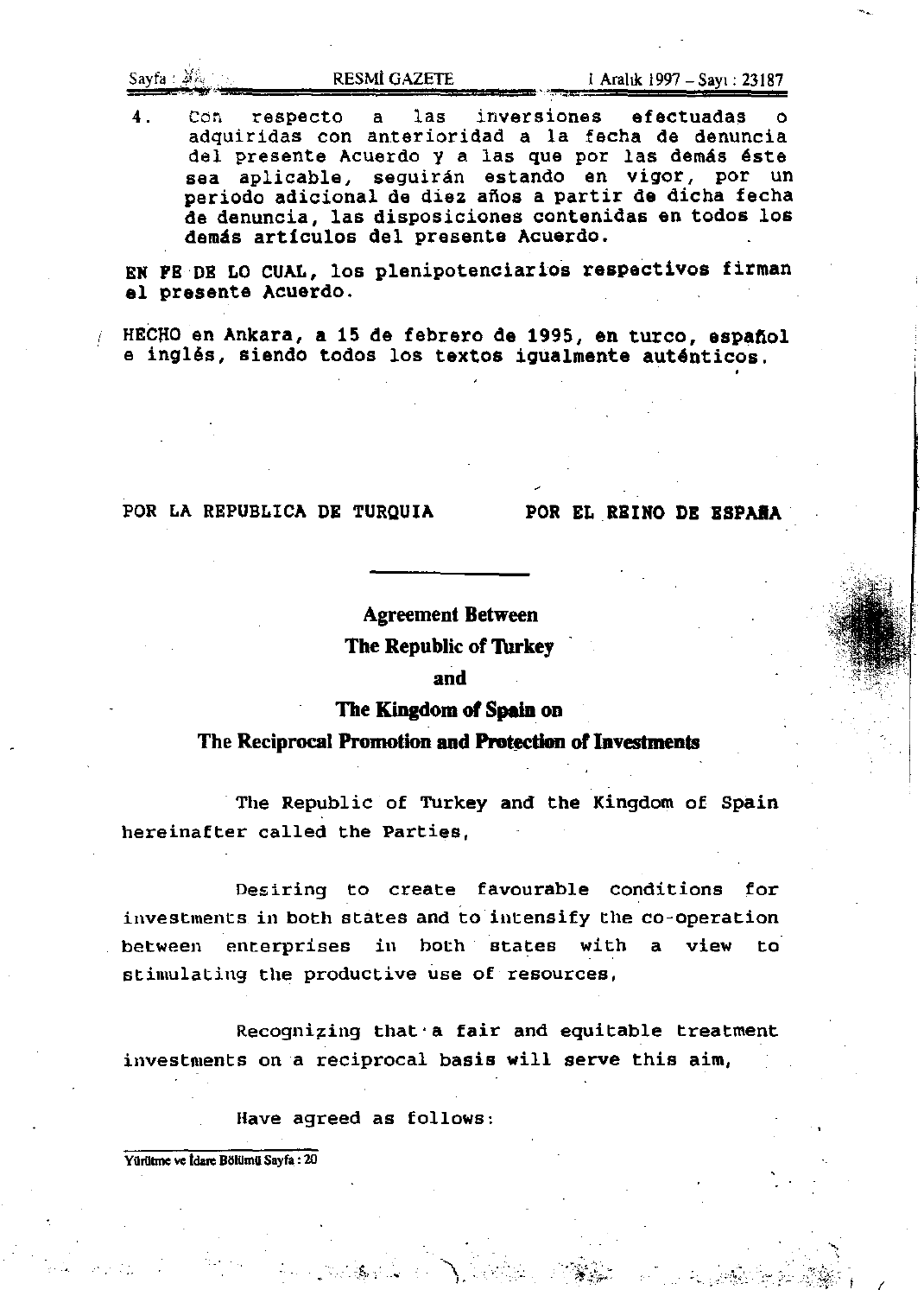4. Con respecto a las inversiones efectuadas o adquiridas con anterioridad a la fecha de denuncia del presente Acuerdo y a las que por las demás éste sea aplicable, seguirán estando en vigor, por un periodo adicional de diez años a partir de dicha fecha de denuncia, las disposiciones contenidas en todos los demás artículos del presente Acuerdo.

**EN FE DE LO CUAL, los plenipotenciarios respectivos firman el presente Acuerdo.**

**HECHO en Ankara, a 15 de febrero de 1995, en turco, español e inglés, siendo todos los textos igualmente auténticos.**

**POR LA REPUBLICA DE TURQUIA** **POR EL REINO DE ESPAÑA**

---

# Agreement Between The Republic of Turkey and The Kingdom of Spain on The Reciprocal Promotion and Protection of Investments

The Republic of Turkey and the Kingdom of Spain hereinafter called the Parties,

Desiring to create favourable conditions for investments in both states and to intensify the co-operation between enterprises in both states with a view to stimulating the productive use of resources,

Recognizing that a fair and equitable treatment investments on a reciprocal basis will serve this aim,

Have agreed as follows: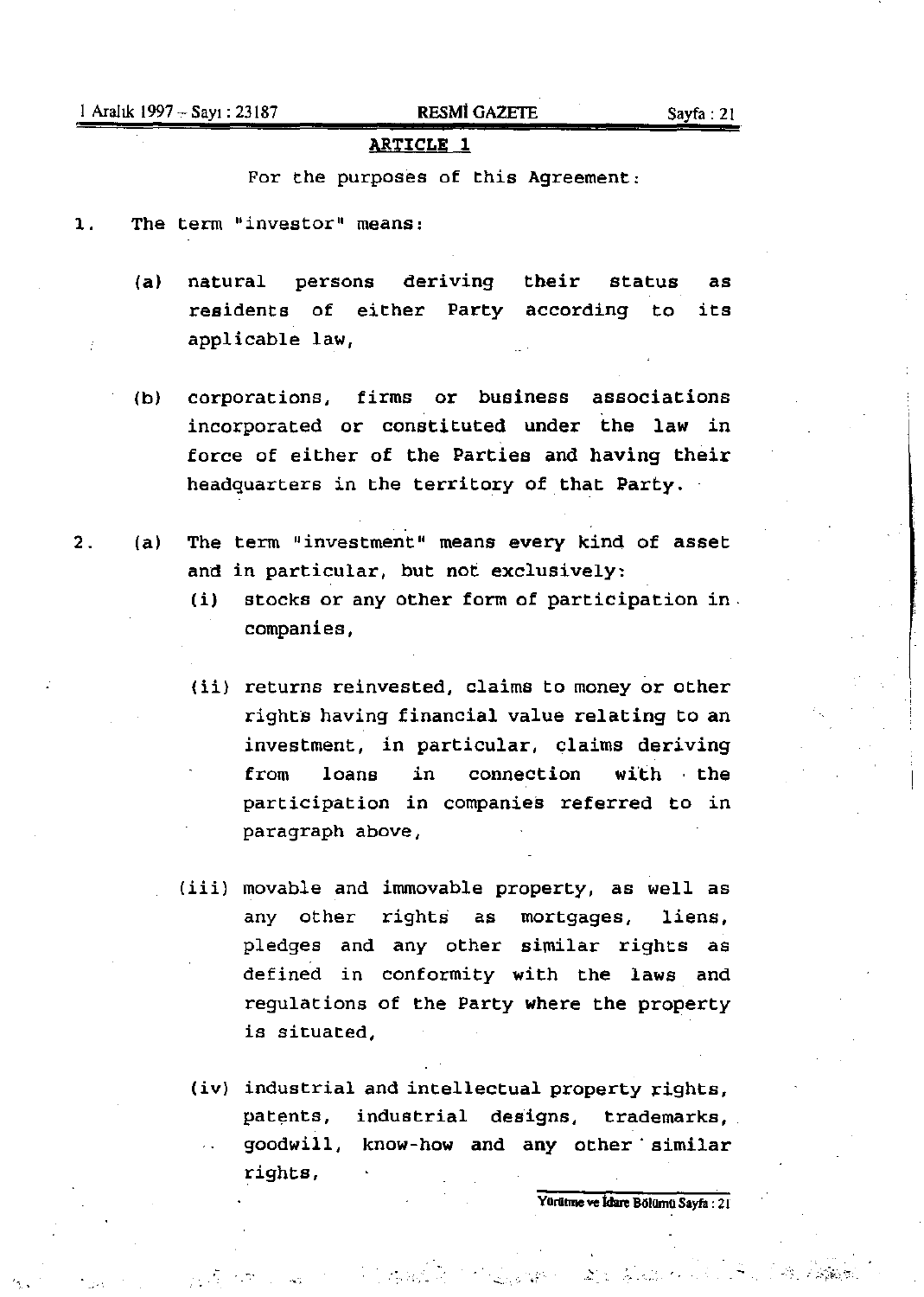## ARTICLE 1

For the purposes of this Agreement:

1. The term "investor" means:

   (a) natural persons deriving their status as residents of either Party according to its applicable law,

   (b) corporations, firms or business associations incorporated or constituted under the law in force of either of the Parties and having their headquarters in the territory of that Party.

2. (a) The term "investment" means every kind of asset and in particular, but not exclusively:

   (i) stocks or any other form of participation in companies,

   (ii) returns reinvested, claims to money or other rights having financial value relating to an investment, in particular, claims deriving from loans in connection with the participation in companies referred to in paragraph above,

   (iii) movable and immovable property, as well as any other rights as mortgages, liens, pledges and any other similar rights as defined in conformity with the laws and regulations of the Party where the property is situated,

   (iv) industrial and intellectual property rights, patents, industrial designs, trademarks, goodwill, know-how and any other similar rights,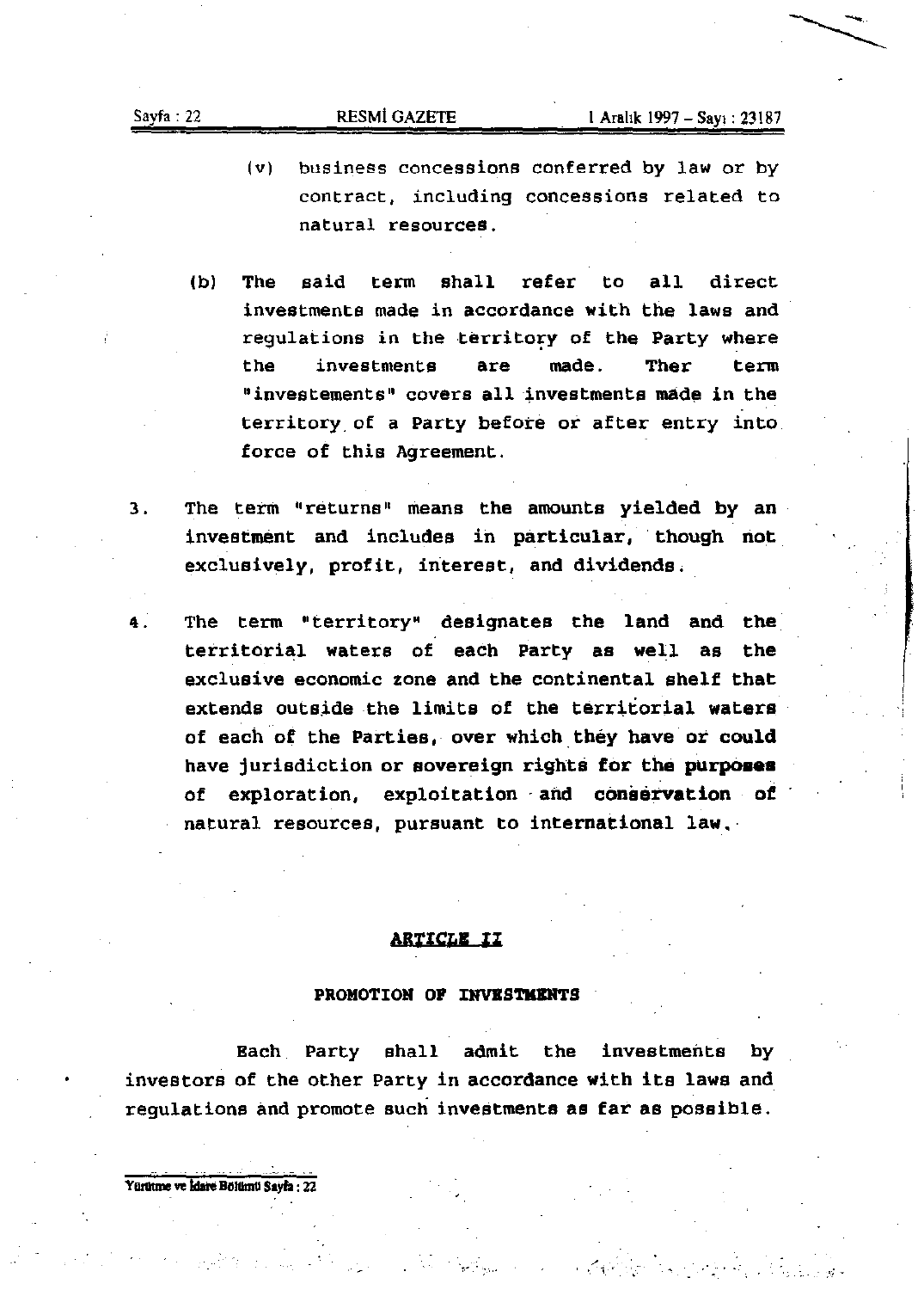(v) business concessions conferred by law or by contract, including concessions related to natural resources.

(b) The said term shall refer to all direct investments made in accordance with the laws and regulations in the territory of the Party where the investments are made. Ther term "investements" covers all investments made in the territory of a Party before or after entry into force of this Agreement.

3. The term "returns" means the amounts yielded by an investment and includes in particular, though not exclusively, profit, interest, and dividends.

4. The term "territory" designates the land and the territorial waters of each Party as well as the exclusive economic zone and the continental shelf that extends outside the limits of the territorial waters of each of the Parties, over which they have or could have jurisdiction or sovereign rights for the purposes of exploration, exploitation and conservation of natural resources, pursuant to international law.

## ARTICLE II

### PROMOTION OF INVESTMENTS

Each Party shall admit the investments by investors of the other Party in accordance with its laws and regulations and promote such investments as far as possible.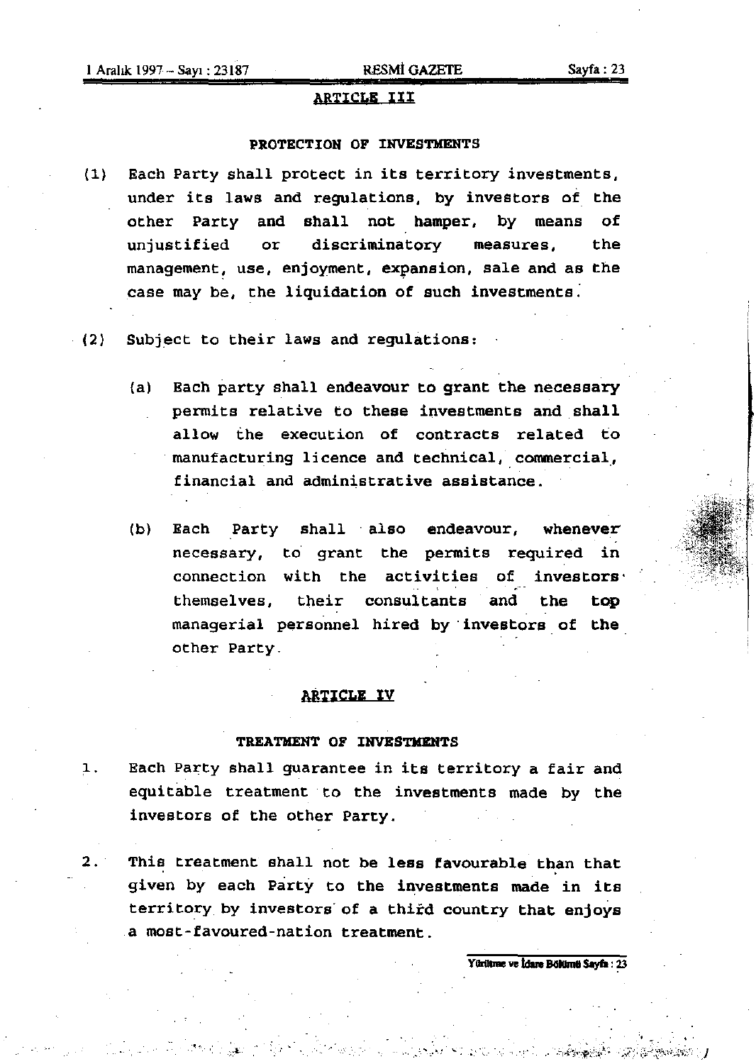## ARTICLE III

### PROTECTION OF INVESTMENTS

(1) Each Party shall protect in its territory investments, under its laws and regulations, by investors of the other Party and shall not hamper, by means of unjustified or discriminatory measures, the management, use, enjoyment, expansion, sale and as the case may be, the liquidation of such investments.

(2) Subject to their laws and regulations:

(a) Each party shall endeavour to grant the necessary permits relative to these investments and shall allow the execution of contracts related to manufacturing licence and technical, commercial, financial and administrative assistance.

(b) Each Party shall also endeavour, whenever necessary, to grant the permits required in connection with the activities of investors themselves, their consultants and the top managerial personnel hired by investors of the other Party.

## ARTICLE IV

### TREATMENT OF INVESTMENTS

1. Each Party shall guarantee in its territory a fair and equitable treatment to the investments made by the investors of the other Party.

2. This treatment shall not be less favourable than that given by each Party to the investments made in its territory by investors of a third country that enjoys a most-favoured-nation treatment.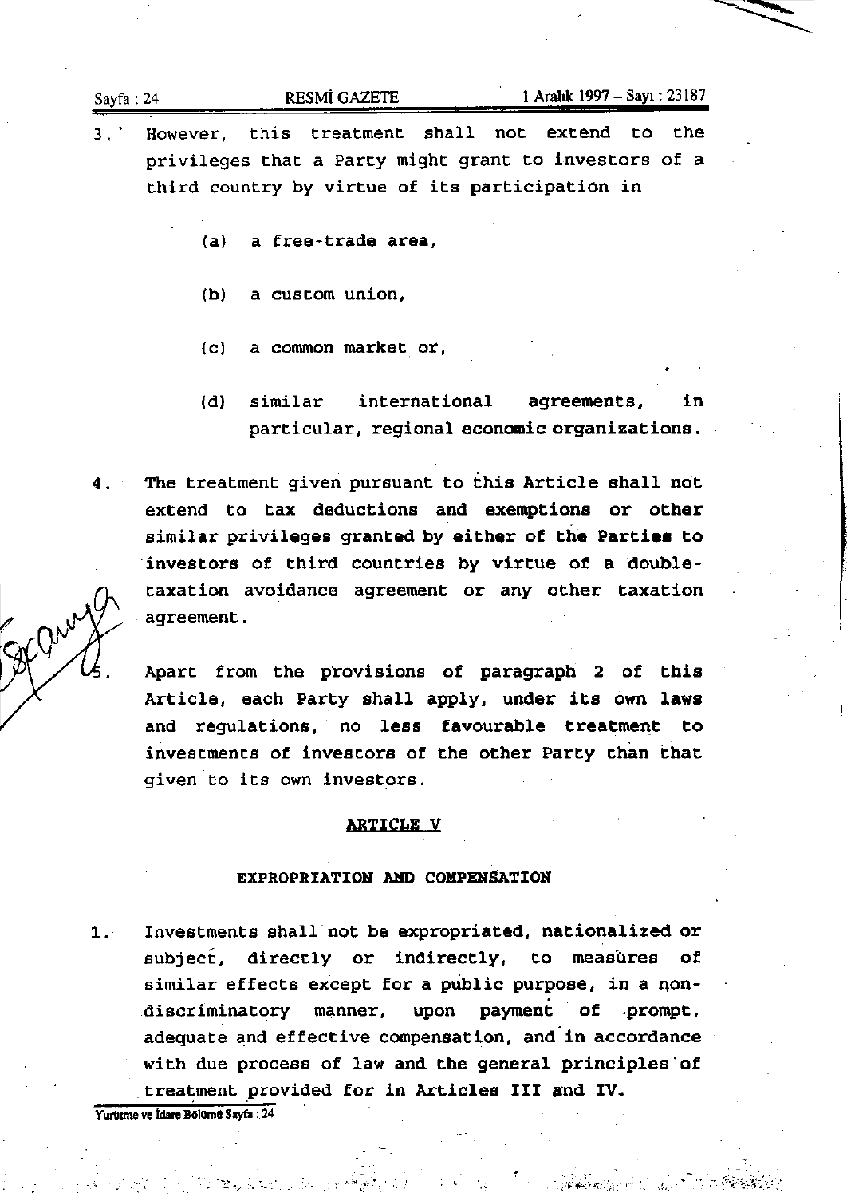3. However, this treatment shall not extend to the privileges that a Party might grant to investors of a third country by virtue of its participation in

   (a) a free-trade area,

   (b) a custom union,

   (c) a common market or,

   (d) similar international agreements, in particular, regional economic organizations.

4. The treatment given pursuant to this Article shall not extend to tax deductions and exemptions or other similar privileges granted by either of the Parties to investors of third countries by virtue of a double-taxation avoidance agreement or any other taxation agreement.

5. Apart from the provisions of paragraph 2 of this Article, each Party shall apply, under its own laws and regulations, no less favourable treatment to investments of investors of the other Party than that given to its own investors.

## ARTICLE V

### EXPROPRIATION AND COMPENSATION

1. Investments shall not be expropriated, nationalized or subject, directly or indirectly, to measures of similar effects except for a public purpose, in a non-discriminatory manner, upon payment of prompt, adequate and effective compensation, and in accordance with due process of law and the general principles of treatment provided for in Articles III and IV.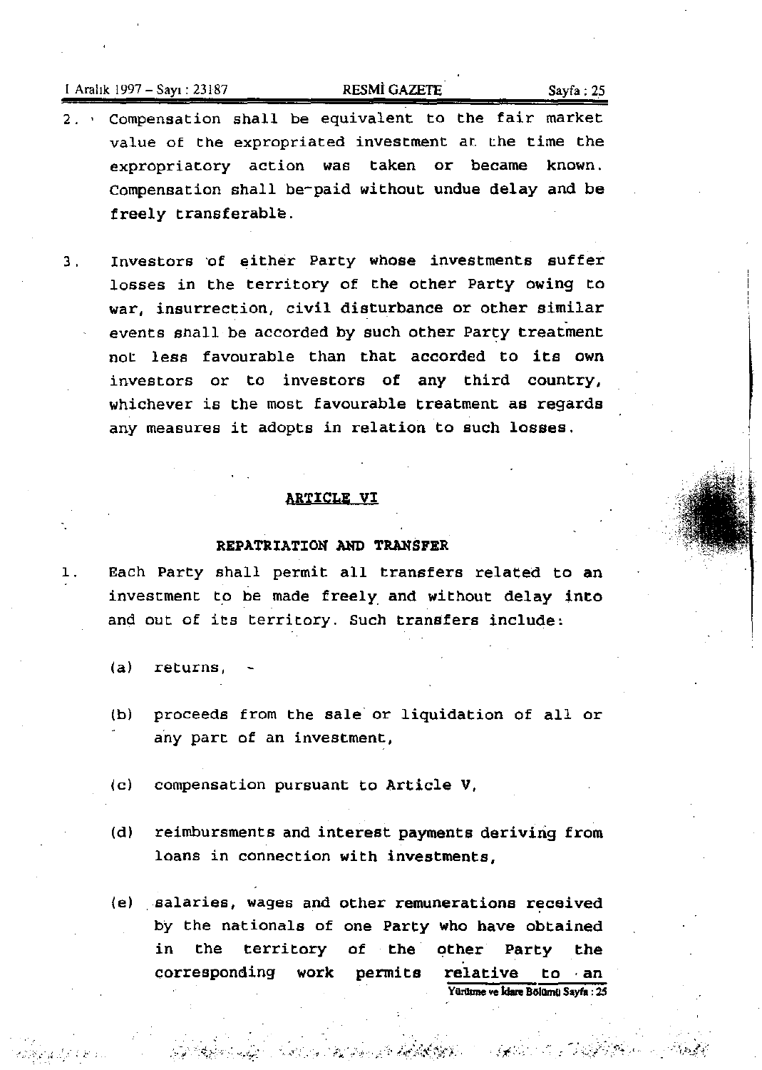2. Compensation shall be equivalent to the fair market value of the expropriated investment at the time the expropriatory action was taken or became known. Compensation shall be paid without undue delay and be freely transferable.

3. Investors of either Party whose investments suffer losses in the territory of the other Party owing to war, insurrection, civil disturbance or other similar events shall be accorded by such other Party treatment not less favourable than that accorded to its own investors or to investors of any third country, whichever is the most favourable treatment as regards any measures it adopts in relation to such losses.

## ARTICLE VI

### REPATRIATION AND TRANSFER

1. Each Party shall permit all transfers related to an investment to be made freely and without delay into and out of its territory. Such transfers include:

   (a) returns,

   (b) proceeds from the sale or liquidation of all or any part of an investment,

   (c) compensation pursuant to Article V,

   (d) reimbursments and interest payments deriving from loans in connection with investments,

   (e) salaries, wages and other remunerations received by the nationals of one Party who have obtained in the territory of the other Party the corresponding work permits relative to an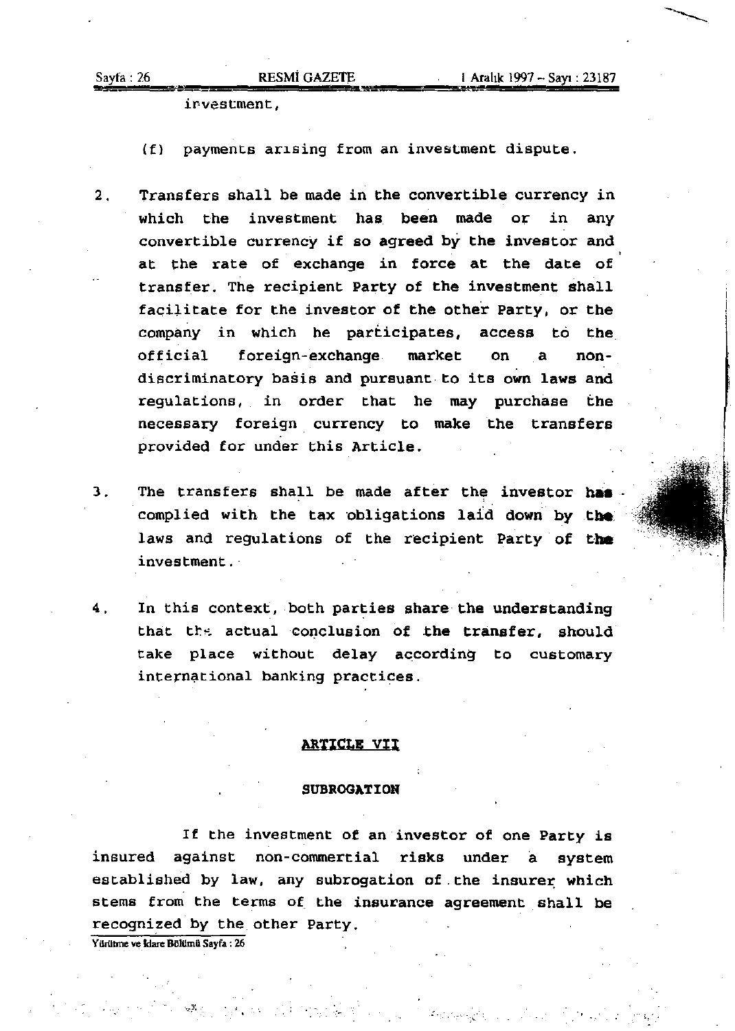investment,

(f) payments arising from an investment dispute.

2. Transfers shall be made in the convertible currency in which the investment has been made or in any convertible currency if so agreed by the investor and at the rate of exchange in force at the date of transfer. The recipient Party of the investment shall facilitate for the investor of the other Party, or the company in which he participates, access to the official foreign-exchange market on a non-discriminatory basis and pursuant to its own laws and regulations, in order that he may purchase the necessary foreign currency to make the transfers provided for under this Article.

3. The transfers shall be made after the investor has complied with the tax obligations laid down by the laws and regulations of the recipient Party of the investment.

4. In this context, both parties share the understanding that the actual conclusion of the transfer, should take place without delay according to customary international banking practices.

## ARTICLE VII

### SUBROGATION

If the investment of an investor of one Party is insured against non-commercial risks under a system established by law, any subrogation of the insurer which stems from the terms of the insurance agreement shall be recognized by the other Party.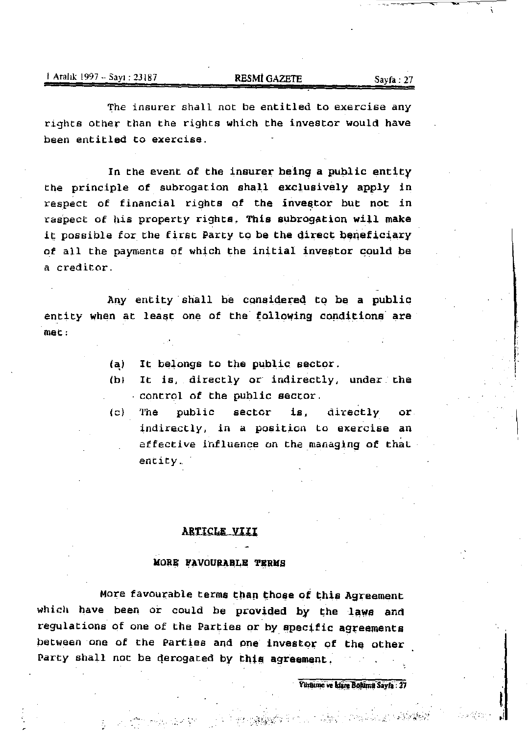The insurer shall not be entitled to exercise any rights other than the rights which the investor would have been entitled to exercise.

In the event of the insurer being a public entity the principle of subrogation shall exclusively apply in respect of financial rights of the investor but not in respect of his property rights. This subrogation will make it possible for the first Party to be the direct beneficiary of all the payments of which the initial investor could be a creditor.

Any entity shall be considered to be a public entity when at least one of the following conditions are met:

(a) It belongs to the public sector.
(b) It is, directly or indirectly, under the control of the public sector.
(c) The public sector is, directly or indirectly, in a position to exercise an effective influence on the managing of that entity.

## ARTICLE VIII

### MORE FAVOURABLE TERMS

More favourable terms than those of this Agreement which have been or could be provided by the laws and regulations of one of the Parties or by specific agreements between one of the Parties and one investor of the other Party shall not be derogated by this agreement.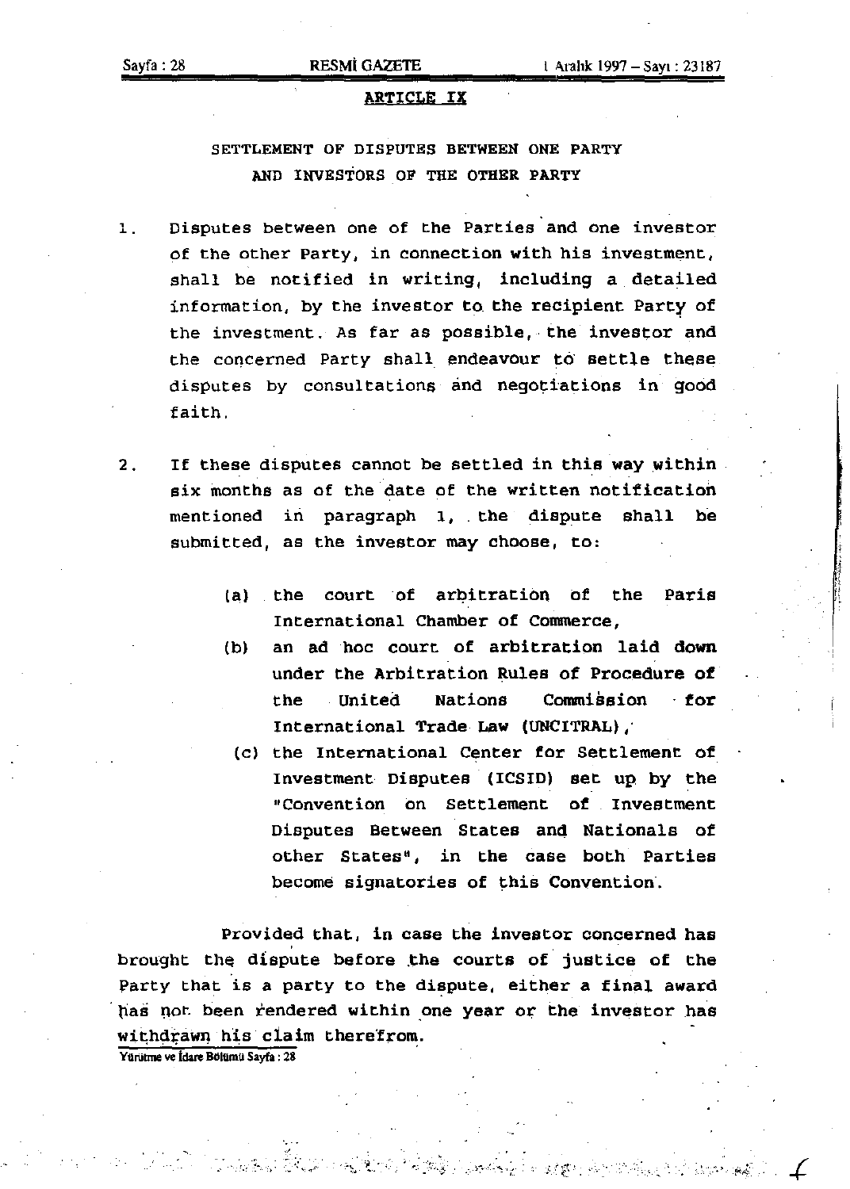## ARTICLE IX

### SETTLEMENT OF DISPUTES BETWEEN ONE PARTY AND INVESTORS OF THE OTHER PARTY

1. Disputes between one of the Parties and one investor of the other Party, in connection with his investment, shall be notified in writing, including a detailed information, by the investor to the recipient Party of the investment. As far as possible, the investor and the concerned Party shall endeavour to settle these disputes by consultations and negotiations in good faith.

2. If these disputes cannot be settled in this way within six months as of the date of the written notification mentioned in paragraph 1, the dispute shall be submitted, as the investor may choose, to:

   (a) the court of arbitration of the Paris International Chamber of Commerce,

   (b) an ad hoc court of arbitration laid down under the Arbitration Rules of Procedure of the United Nations Commission for International Trade Law (UNCITRAL),

   (c) the International Center for Settlement of Investment Disputes (ICSID) set up by the "Convention on Settlement of Investment Disputes Between States and Nationals of other States", in the case both Parties become signatories of this Convention.

Provided that, in case the investor concerned has brought the dispute before the courts of justice of the Party that is a party to the dispute, either a final award has not been rendered within one year or the investor has withdrawn his claim therefrom.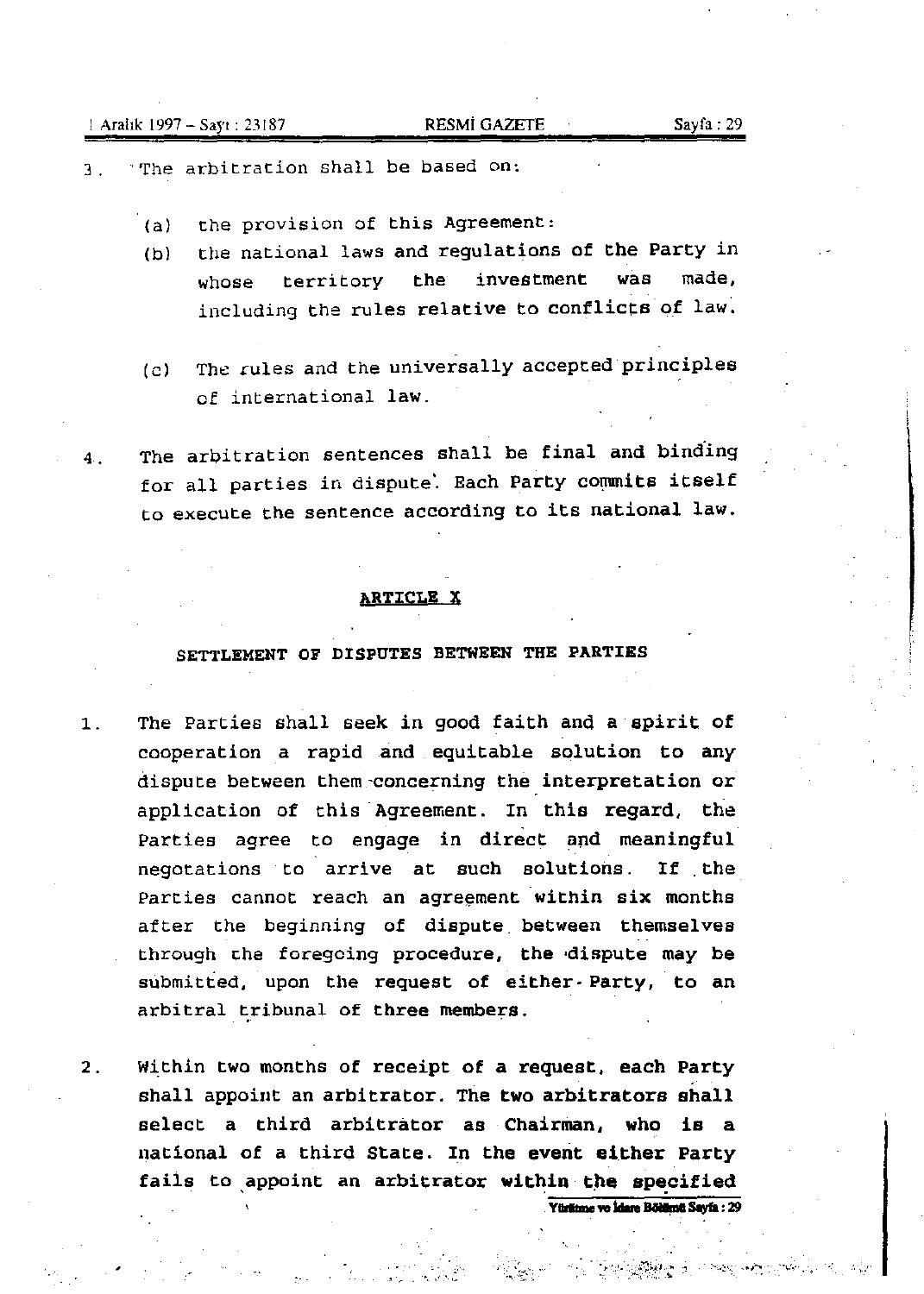3. The arbitration shall be based on:

   (a) the provision of this Agreement:

   (b) the national laws and regulations of the Party in whose territory the investment was made, including the rules relative to conflicts of law.

   (c) The rules and the universally accepted principles of international law.

4. The arbitration sentences shall be final and binding for all parties in dispute. Each Party commits itself to execute the sentence according to its national law.

## ARTICLE X

### SETTLEMENT OF DISPUTES BETWEEN THE PARTIES

1. The Parties shall seek in good faith and a spirit of cooperation a rapid and equitable solution to any dispute between them concerning the interpretation or application of this Agreement. In this regard, the Parties agree to engage in direct and meaningful negotations to arrive at such solutions. If the Parties cannot reach an agreement within six months after the beginning of dispute between themselves through the foregoing procedure, the dispute may be submitted, upon the request of either Party, to an arbitral tribunal of three members.

2. Within two months of receipt of a request, each Party shall appoint an arbitrator. The two arbitrators shall select a third arbitrator as Chairman, who is a national of a third State. In the event either Party fails to appoint an arbitrator within the specified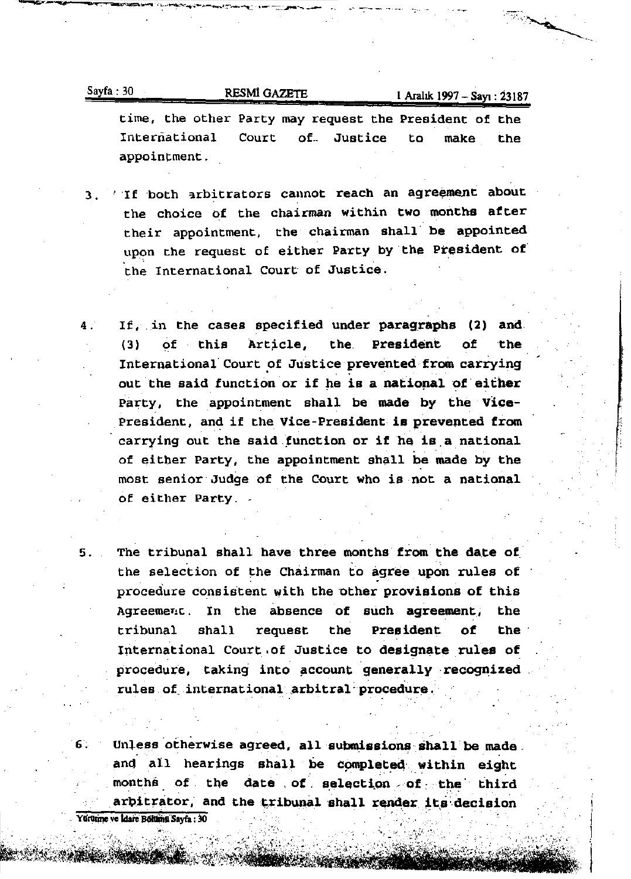time, the other Party may request the President of the International Court of Justice to make the appointment.

3. If both arbitrators cannot reach an agreement about the choice of the chairman within two months after their appointment, the chairman shall be appointed upon the request of either Party by the President of the International Court of Justice.

4. If, in the cases specified under paragraphs (2) and (3) of this Article, the President of the International Court of Justice prevented from carrying out the said function or if he is a national of either Party, the appointment shall be made by the Vice-President, and if the Vice-President is prevented from carrying out the said function or if he is a national of either Party, the appointment shall be made by the most senior Judge of the Court who is not a national of either Party.

5. The tribunal shall have three months from the date of the selection of the Chairman to agree upon rules of procedure consistent with the other provisions of this Agreement. In the absence of such agreement, the tribunal shall request the President of the International Court of Justice to designate rules of procedure, taking into account generally recognized rules of international arbitral procedure.

6. Unless otherwise agreed, all submissions shall be made and all hearings shall be completed within eight months of the date of selection of the third arbitrator, and the tribunal shall render its decision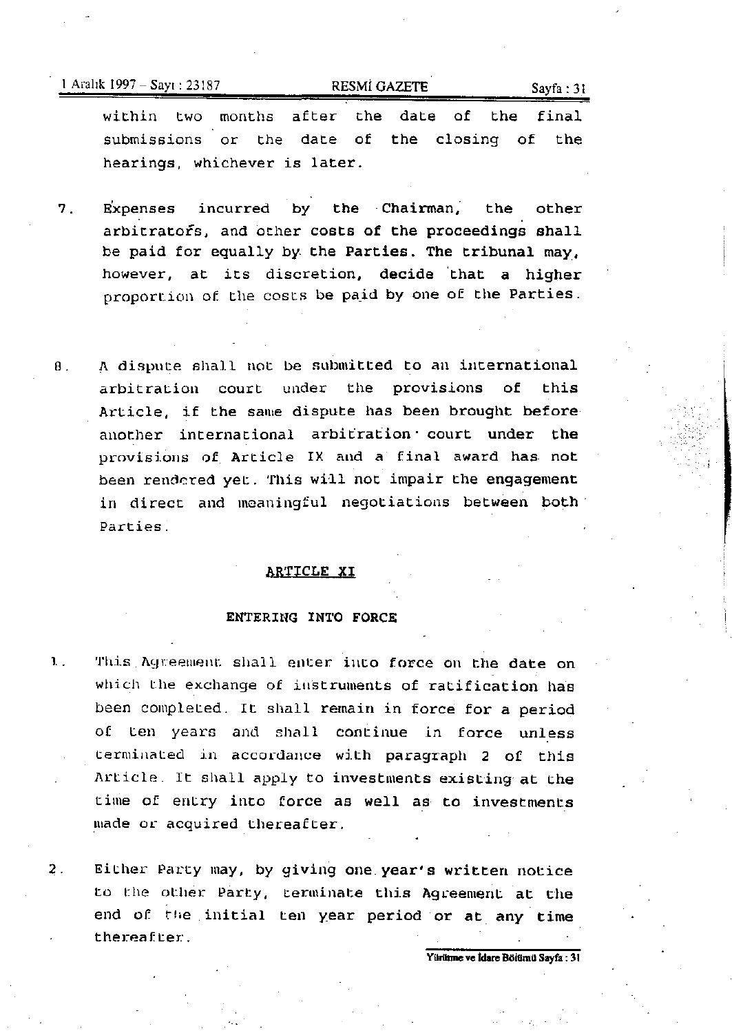within two months after the date of the final submissions or the date of the closing of the hearings, whichever is later.

7. Expenses incurred by the Chairman, the other arbitrators, and other costs of the proceedings shall be paid for equally by the Parties. The tribunal may, however, at its discretion, decide that a higher proportion of the costs be paid by one of the Parties.

8. A dispute shall not be submitted to an international arbitration court under the provisions of this Article, if the same dispute has been brought before another international arbitration court under the provisions of Article IX and a final award has not been rendered yet. This will not impair the engagement in direct and meaningful negotiations between both Parties.

## ARTICLE XI

### ENTERING INTO FORCE

1. This Agreement shall enter into force on the date on which the exchange of instruments of ratification has been completed. It shall remain in force for a period of ten years and shall continue in force unless terminated in accordance with paragraph 2 of this Article. It shall apply to investments existing at the time of entry into force as well as to investments made or acquired thereafter.

2. Either Party may, by giving one year's written notice to the other Party, terminate this Agreement at the end of the initial ten year period or at any time thereafter.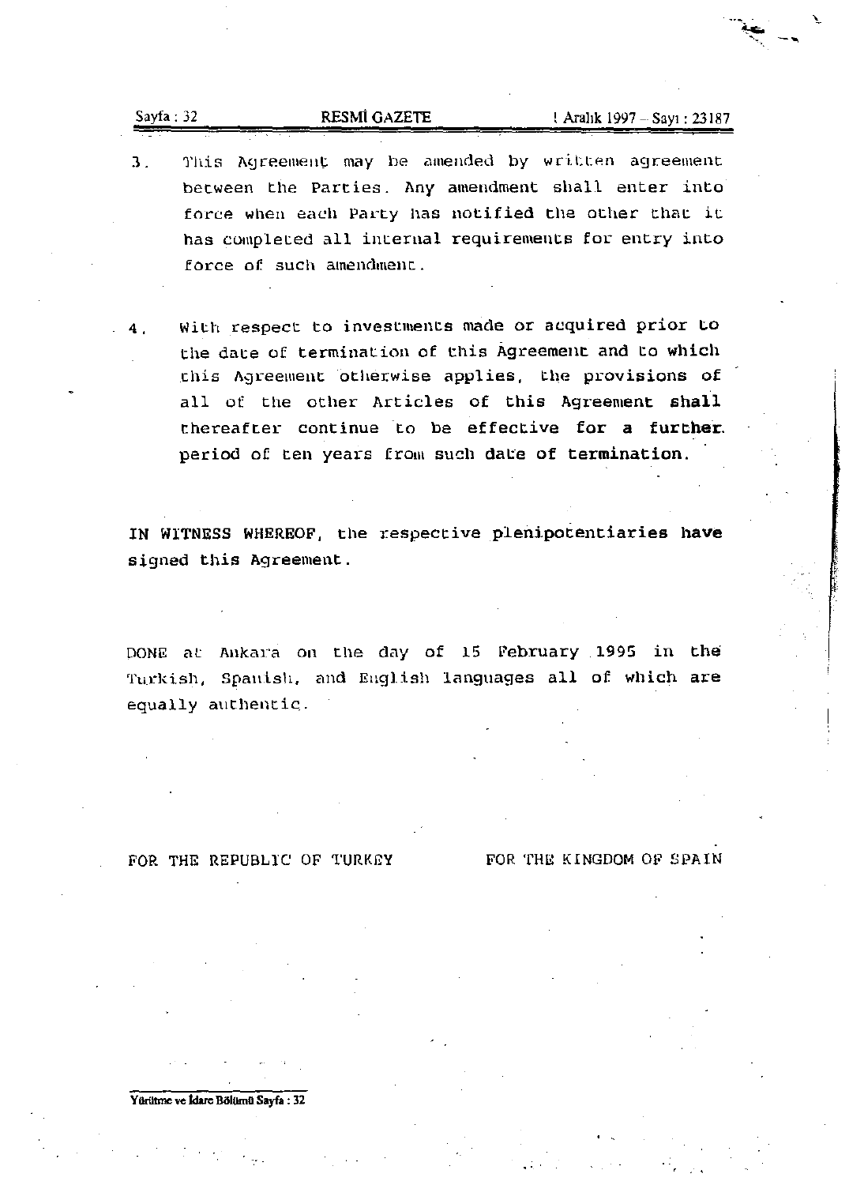3. This Agreement may be amended by written agreement between the Parties. Any amendment shall enter into force when each Party has notified the other that it has completed all internal requirements for entry into force of such amendment.

4. With respect to investments made or acquired prior to the date of termination of this Agreement and to which this Agreement otherwise applies, the provisions of all of the other Articles of this Agreement shall thereafter continue to be effective for a further period of ten years from such date of termination.

IN WITNESS WHEREOF, the respective plenipotentiaries have signed this Agreement.

DONE at Ankara on the day of 15 February 1995 in the Turkish, Spanish, and English languages all of which are equally authentic.

| | |
|---|---|
| FOR THE REPUBLIC OF TURKEY | FOR THE KINGDOM OF SPAIN |